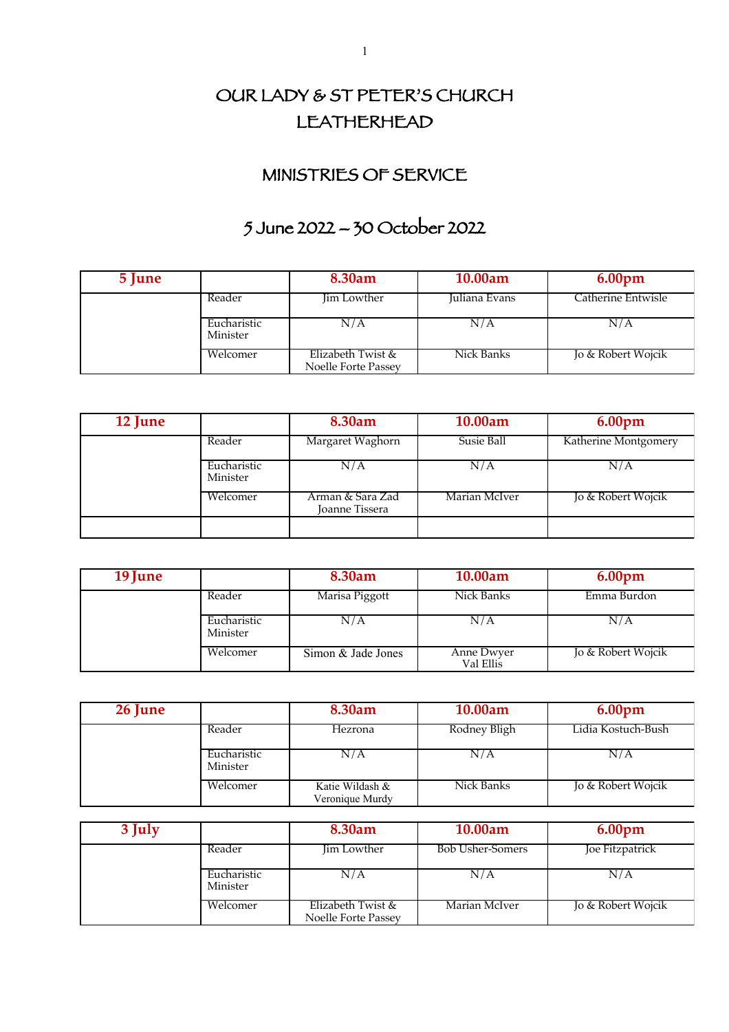# OUR LADY & ST PETER'S CHURCH LEATHERHEAD

## MINISTRIES OF SERVICE

## 5 June 2022 – 30 October 2022

| 5 June | | 8.30am | 10.00am | 6.00pm |
|---|---|---|---|---|
| | Reader | Jim Lowther | Juliana Evans | Catherine Entwisle |
| | Eucharistic Minister | N/A | N/A | N/A |
| | Welcomer | Elizabeth Twist & Noelle Forte Passey | Nick Banks | Jo & Robert Wojcik |

| 12 June | | 8.30am | 10.00am | 6.00pm |
|---|---|---|---|---|
| | Reader | Margaret Waghorn | Susie Ball | Katherine Montgomery |
| | Eucharistic Minister | N/A | N/A | N/A |
| | Welcomer | Arman & Sara Zad Joanne Tissera | Marian McIver | Jo & Robert Wojcik |
| | | | | |

| 19 June | | 8.30am | 10.00am | 6.00pm |
|---|---|---|---|---|
| | Reader | Marisa Piggott | Nick Banks | Emma Burdon |
| | Eucharistic Minister | N/A | N/A | N/A |
| | Welcomer | Simon & Jade Jones | Anne Dwyer Val Ellis | Jo & Robert Wojcik |

| 26 June | | 8.30am | 10.00am | 6.00pm |
|---|---|---|---|---|
| | Reader | Hezrona | Rodney Bligh | Lidia Kostuch-Bush |
| | Eucharistic Minister | N/A | N/A | N/A |
| | Welcomer | Katie Wildash & Veronique Murdy | Nick Banks | Jo & Robert Wojcik |

| 3 July | | 8.30am | 10.00am | 6.00pm |
|---|---|---|---|---|
| | Reader | Jim Lowther | Bob Usher-Somers | Joe Fitzpatrick |
| | Eucharistic Minister | N/A | N/A | N/A |
| | Welcomer | Elizabeth Twist & Noelle Forte Passey | Marian McIver | Jo & Robert Wojcik |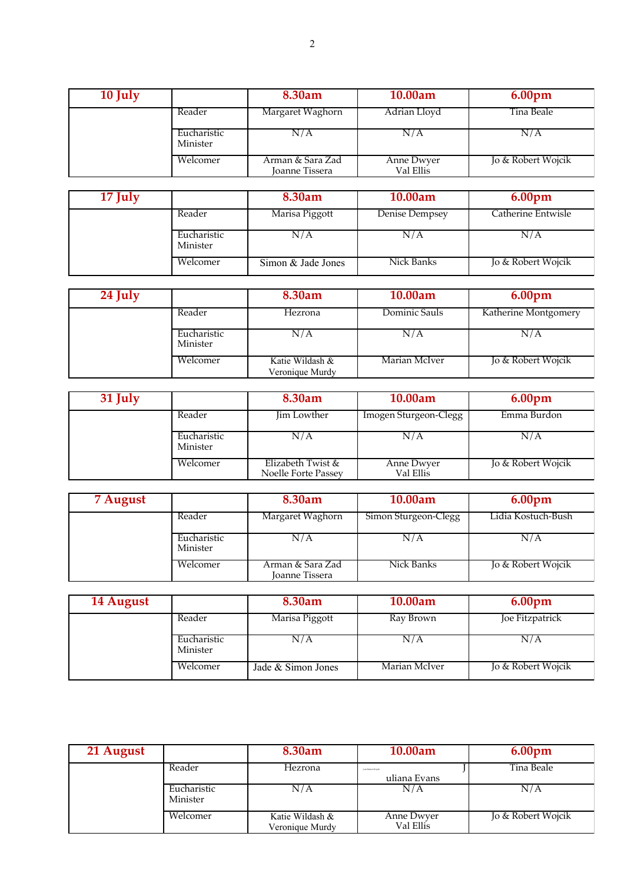| 10 July | | 8.30am | 10.00am | 6.00pm |
|---|---|---|---|---|
| | Reader | Margaret Waghorn | Adrian Lloyd | Tina Beale |
| | Eucharistic Minister | N/A | N/A | N/A |
| | Welcomer | Arman & Sara Zad<br>Joanne Tissera | Anne Dwyer<br>Val Ellis | Jo & Robert Wojcik |

| 17 July | | 8.30am | 10.00am | 6.00pm |
|---|---|---|---|---|
| | Reader | Marisa Piggott | Denise Dempsey | Catherine Entwisle |
| | Eucharistic Minister | N/A | N/A | N/A |
| | Welcomer | Simon & Jade Jones | Nick Banks | Jo & Robert Wojcik |

| 24 July | | 8.30am | 10.00am | 6.00pm |
|---|---|---|---|---|
| | Reader | Hezrona | Dominic Sauls | Katherine Montgomery |
| | Eucharistic Minister | N/A | N/A | N/A |
| | Welcomer | Katie Wildash &<br>Veronique Murdy | Marian McIver | Jo & Robert Wojcik |

| 31 July | | 8.30am | 10.00am | 6.00pm |
|---|---|---|---|---|
| | Reader | Jim Lowther | Imogen Sturgeon-Clegg | Emma Burdon |
| | Eucharistic Minister | N/A | N/A | N/A |
| | Welcomer | Elizabeth Twist &<br>Noelle Forte Passey | Anne Dwyer<br>Val Ellis | Jo & Robert Wojcik |

| 7 August | | 8.30am | 10.00am | 6.00pm |
|---|---|---|---|---|
| | Reader | Margaret Waghorn | Simon Sturgeon-Clegg | Lidia Kostuch-Bush |
| | Eucharistic Minister | N/A | N/A | N/A |
| | Welcomer | Arman & Sara Zad<br>Joanne Tissera | Nick Banks | Jo & Robert Wojcik |

| 14 August | | 8.30am | 10.00am | 6.00pm |
|---|---|---|---|---|
| | Reader | Marisa Piggott | Ray Brown | Joe Fitzpatrick |
| | Eucharistic Minister | N/A | N/A | N/A |
| | Welcomer | Jade & Simon Jones | Marian McIver | Jo & Robert Wojcik |

| 21 August | | 8.30am | 10.00am | 6.00pm |
|---|---|---|---|---|
| | Reader | Hezrona | J uliana Evans | Tina Beale |
| | Eucharistic Minister | N/A | N/A | N/A |
| | Welcomer | Katie Wildash &<br>Veronique Murdy | Anne Dwyer<br>Val Ellis | Jo & Robert Wojcik |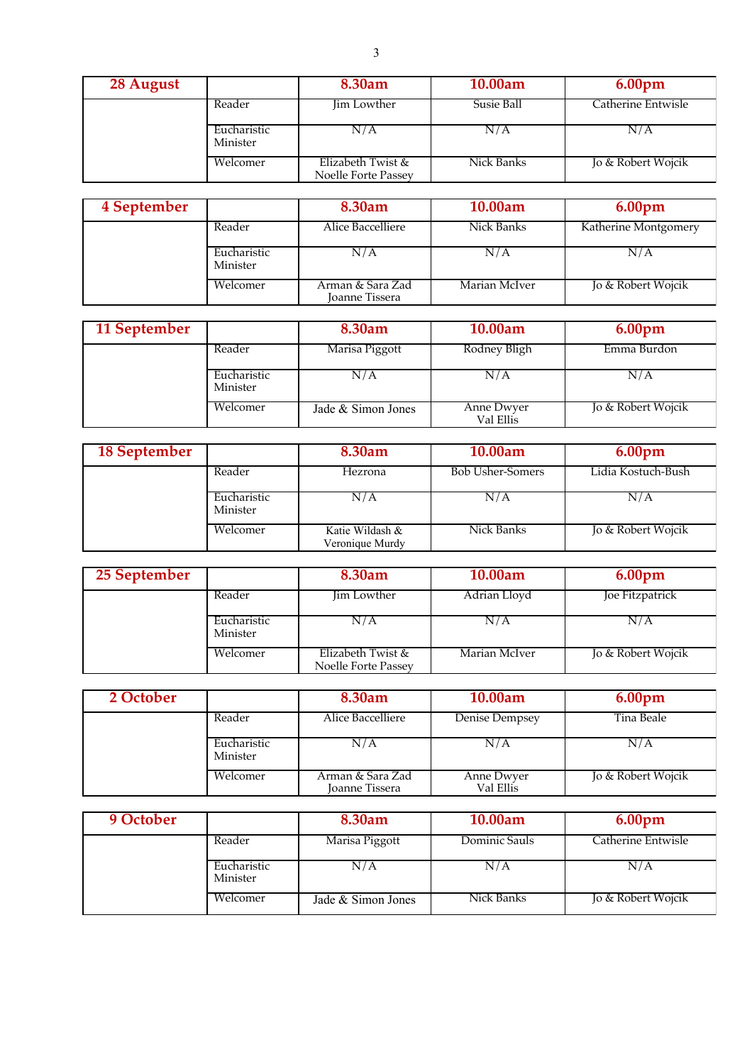| 28 August | | 8.30am | 10.00am | 6.00pm |
|---|---|---|---|---|
| | Reader | Jim Lowther | Susie Ball | Catherine Entwisle |
| | Eucharistic Minister | N/A | N/A | N/A |
| | Welcomer | Elizabeth Twist & Noelle Forte Passey | Nick Banks | Jo & Robert Wojcik |

| 4 September | | 8.30am | 10.00am | 6.00pm |
|---|---|---|---|---|
| | Reader | Alice Baccelliere | Nick Banks | Katherine Montgomery |
| | Eucharistic Minister | N/A | N/A | N/A |
| | Welcomer | Arman & Sara Zad Joanne Tissera | Marian McIver | Jo & Robert Wojcik |

| 11 September | | 8.30am | 10.00am | 6.00pm |
|---|---|---|---|---|
| | Reader | Marisa Piggott | Rodney Bligh | Emma Burdon |
| | Eucharistic Minister | N/A | N/A | N/A |
| | Welcomer | Jade & Simon Jones | Anne Dwyer Val Ellis | Jo & Robert Wojcik |

| 18 September | | 8.30am | 10.00am | 6.00pm |
|---|---|---|---|---|
| | Reader | Hezrona | Bob Usher-Somers | Lidia Kostuch-Bush |
| | Eucharistic Minister | N/A | N/A | N/A |
| | Welcomer | Katie Wildash & Veronique Murdy | Nick Banks | Jo & Robert Wojcik |

| 25 September | | 8.30am | 10.00am | 6.00pm |
|---|---|---|---|---|
| | Reader | Jim Lowther | Adrian Lloyd | Joe Fitzpatrick |
| | Eucharistic Minister | N/A | N/A | N/A |
| | Welcomer | Elizabeth Twist & Noelle Forte Passey | Marian McIver | Jo & Robert Wojcik |

| 2 October | | 8.30am | 10.00am | 6.00pm |
|---|---|---|---|---|
| | Reader | Alice Baccelliere | Denise Dempsey | Tina Beale |
| | Eucharistic Minister | N/A | N/A | N/A |
| | Welcomer | Arman & Sara Zad Joanne Tissera | Anne Dwyer Val Ellis | Jo & Robert Wojcik |

| 9 October | | 8.30am | 10.00am | 6.00pm |
|---|---|---|---|---|
| | Reader | Marisa Piggott | Dominic Sauls | Catherine Entwisle |
| | Eucharistic Minister | N/A | N/A | N/A |
| | Welcomer | Jade & Simon Jones | Nick Banks | Jo & Robert Wojcik |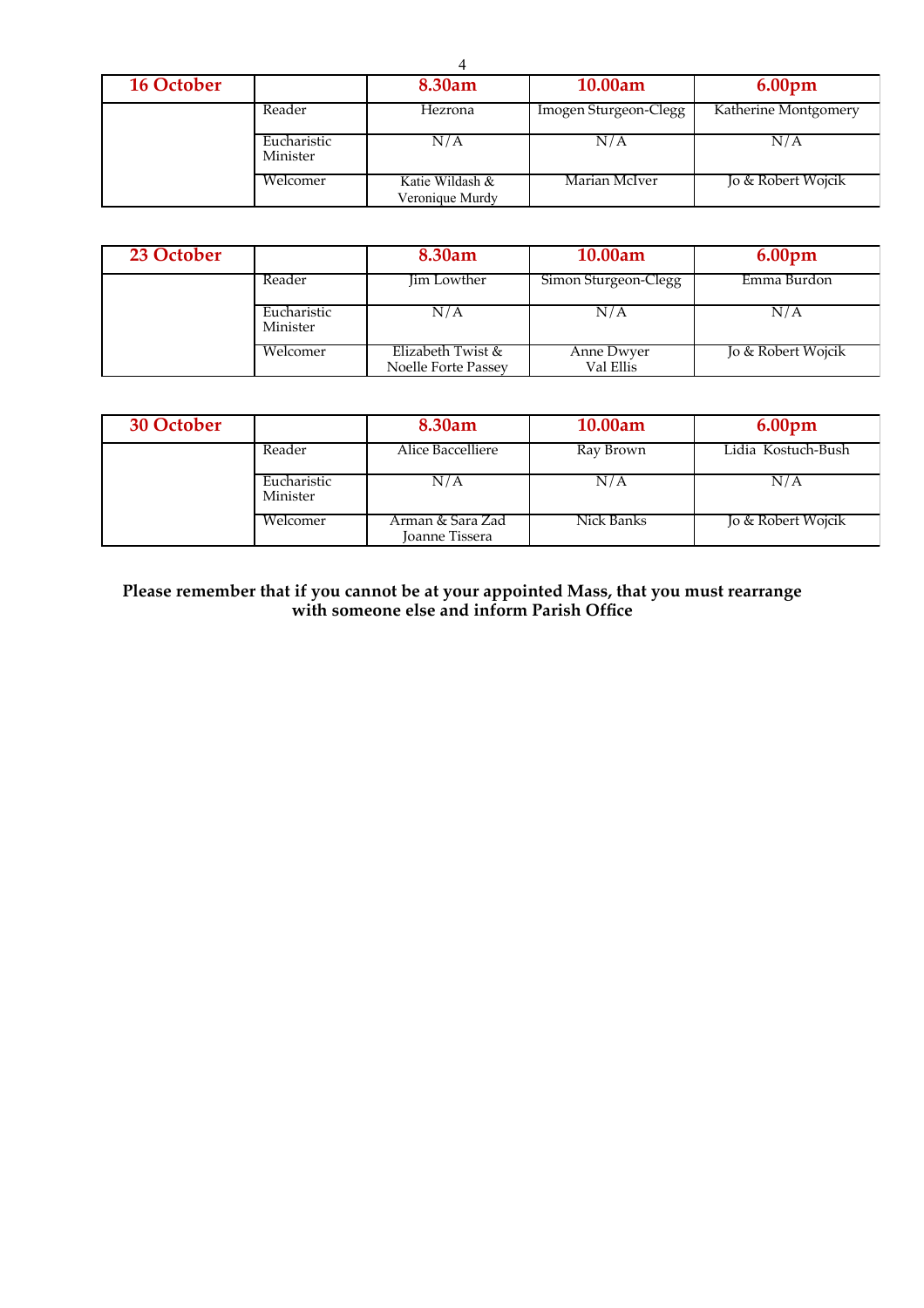| 16 October | | 8.30am | 10.00am | 6.00pm |
|---|---|---|---|---|
| | Reader | Hezrona | Imogen Sturgeon-Clegg | Katherine Montgomery |
| | Eucharistic Minister | N/A | N/A | N/A |
| | Welcomer | Katie Wildash & Veronique Murdy | Marian McIver | Jo & Robert Wojcik |

| 23 October | | 8.30am | 10.00am | 6.00pm |
|---|---|---|---|---|
| | Reader | Jim Lowther | Simon Sturgeon-Clegg | Emma Burdon |
| | Eucharistic Minister | N/A | N/A | N/A |
| | Welcomer | Elizabeth Twist & Noelle Forte Passey | Anne Dwyer Val Ellis | Jo & Robert Wojcik |

| 30 October | | 8.30am | 10.00am | 6.00pm |
|---|---|---|---|---|
| | Reader | Alice Baccelliere | Ray Brown | Lidia Kostuch-Bush |
| | Eucharistic Minister | N/A | N/A | N/A |
| | Welcomer | Arman & Sara Zad Joanne Tissera | Nick Banks | Jo & Robert Wojcik |

**Please remember that if you cannot be at your appointed Mass, that you must rearrange with someone else and inform Parish Office**